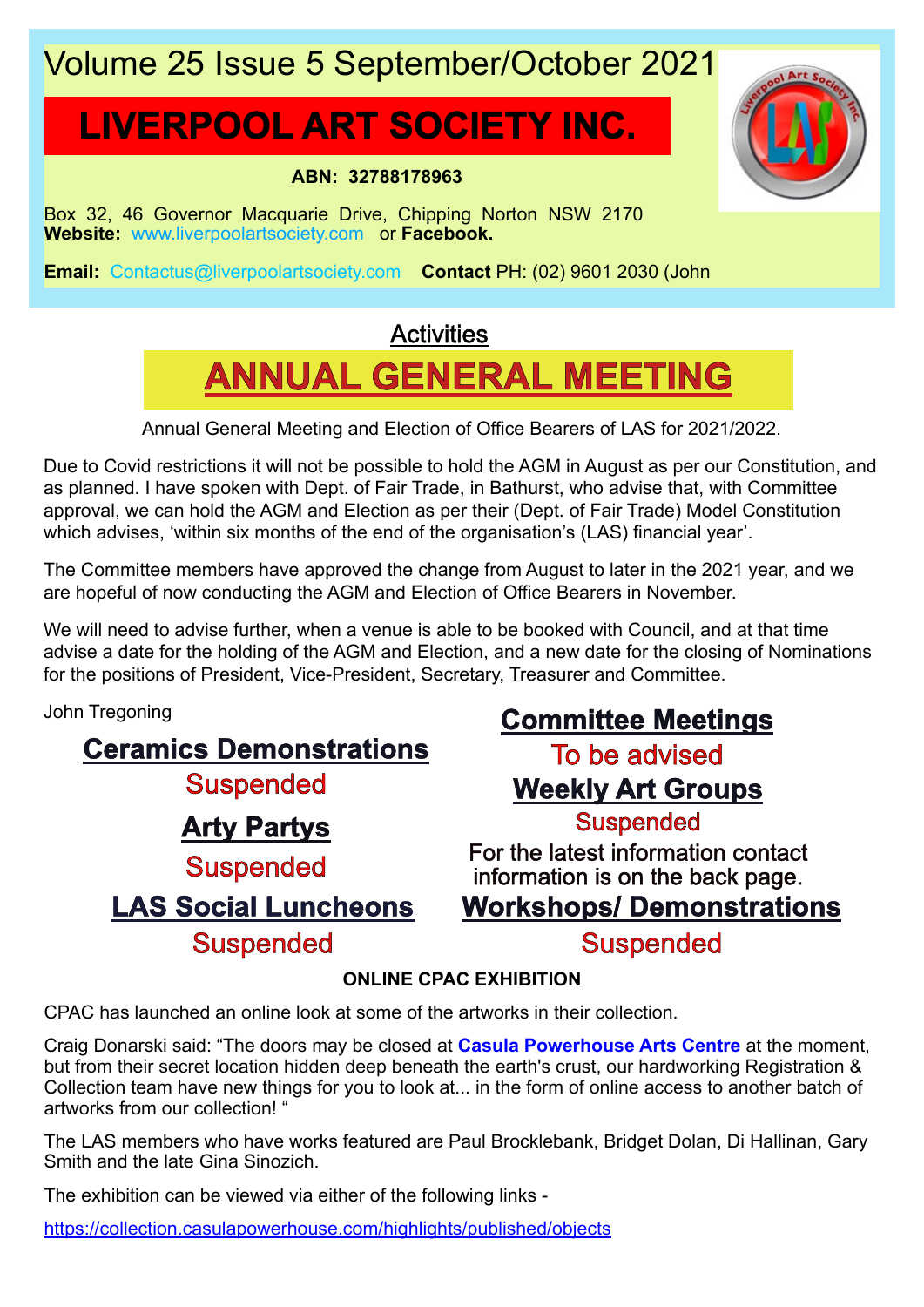Volume 25 Issue 5 September/October 2021

# LIVERPOOL ART SOCIETY INC.

**ABN: 32788178963**

Box 32, 46 Governor Macquarie Drive, Chipping Norton NSW 2170
**Website:** www.liverpoolartsociety.com or **Facebook.**

**Email:** Contactus@liverpoolartsociety.com **Contact** PH: (02) 9601 2030 (John

## Activities

## ANNUAL GENERAL MEETING

Annual General Meeting and Election of Office Bearers of LAS for 2021/2022.

Due to Covid restrictions it will not be possible to hold the AGM in August as per our Constitution, and as planned. I have spoken with Dept. of Fair Trade, in Bathurst, who advise that, with Committee approval, we can hold the AGM and Election as per their (Dept. of Fair Trade) Model Constitution which advises, 'within six months of the end of the organisation's (LAS) financial year'.

The Committee members have approved the change from August to later in the 2021 year, and we are hopeful of now conducting the AGM and Election of Office Bearers in November.

We will need to advise further, when a venue is able to be booked with Council, and at that time advise a date for the holding of the AGM and Election, and a new date for the closing of Nominations for the positions of President, Vice-President, Secretary, Treasurer and Committee.

John Tregoning

### Ceramics Demonstrations

Suspended

### Arty Partys

Suspended

### LAS Social Luncheons

Suspended

### Committee Meetings

To be advised

### Weekly Art Groups

Suspended

For the latest information contact information is on the back page.

### Workshops/ Demonstrations

Suspended

**ONLINE CPAC EXHIBITION**

CPAC has launched an online look at some of the artworks in their collection.

Craig Donarski said: "The doors may be closed at **Casula Powerhouse Arts Centre** at the moment, but from their secret location hidden deep beneath the earth's crust, our hardworking Registration & Collection team have new things for you to look at... in the form of online access to another batch of artworks from our collection! "

The LAS members who have works featured are Paul Brocklebank, Bridget Dolan, Di Hallinan, Gary Smith and the late Gina Sinozich.

The exhibition can be viewed via either of the following links -

https://collection.casulapowerhouse.com/highlights/published/objects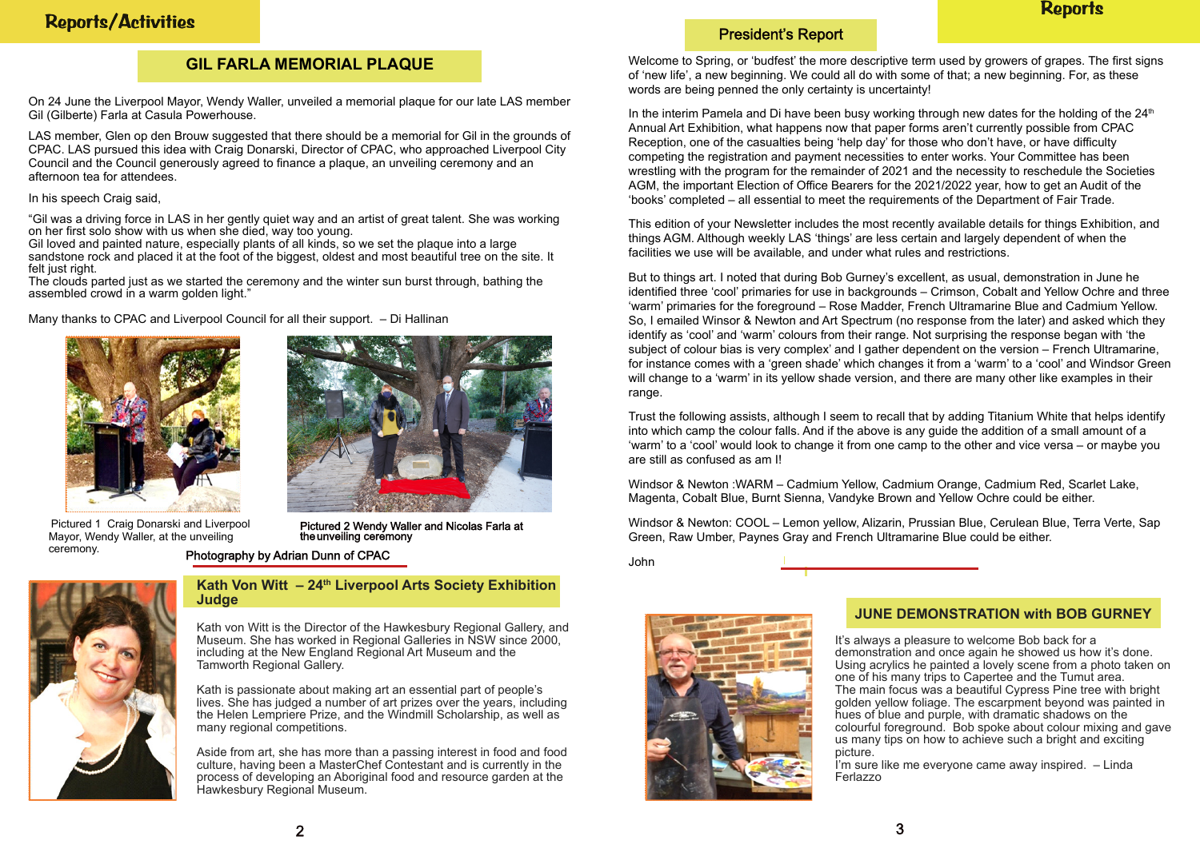# Reports/Activities

## GIL FARLA MEMORIAL PLAQUE

On 24 June the Liverpool Mayor, Wendy Waller, unveiled a memorial plaque for our late LAS member Gil (Gilberte) Farla at Casula Powerhouse.

LAS member, Glen op den Brouw suggested that there should be a memorial for Gil in the grounds of CPAC. LAS pursued this idea with Craig Donarski, Director of CPAC, who approached Liverpool City Council and the Council generously agreed to finance a plaque, an unveiling ceremony and an afternoon tea for attendees.

In his speech Craig said,

"Gil was a driving force in LAS in her gently quiet way and an artist of great talent. She was working on her first solo show with us when she died, way too young.
Gil loved and painted nature, especially plants of all kinds, so we set the plaque into a large sandstone rock and placed it at the foot of the biggest, oldest and most beautiful tree on the site. It felt just right.
The clouds parted just as we started the ceremony and the winter sun burst through, bathing the assembled crowd in a warm golden light."

Many thanks to CPAC and Liverpool Council for all their support. – Di Hallinan

Pictured 1 Craig Donarski and Liverpool Mayor, Wendy Waller, at the unveiling ceremony.

Pictured 2 Wendy Waller and Nicolas Farla at the unveiling ceremony

Photography by Adrian Dunn of CPAC

## Kath Von Witt – 24th Liverpool Arts Society Exhibition Judge

Kath von Witt is the Director of the Hawkesbury Regional Gallery, and Museum. She has worked in Regional Galleries in NSW since 2000, including at the New England Regional Art Museum and the Tamworth Regional Gallery.

Kath is passionate about making art an essential part of people's lives. She has judged a number of art prizes over the years, including the Helen Lempriere Prize, and the Windmill Scholarship, as well as many regional competitions.

Aside from art, she has more than a passing interest in food and food culture, having been a MasterChef Contestant and is currently in the process of developing an Aboriginal food and resource garden at the Hawkesbury Regional Museum.

# Reports

## President's Report

Welcome to Spring, or 'budfest' the more descriptive term used by growers of grapes. The first signs of 'new life', a new beginning. We could all do with some of that; a new beginning. For, as these words are being penned the only certainty is uncertainty!

In the interim Pamela and Di have been busy working through new dates for the holding of the 24th Annual Art Exhibition, what happens now that paper forms aren't currently possible from CPAC Reception, one of the casualties being 'help day' for those who don't have, or have difficulty competing the registration and payment necessities to enter works. Your Committee has been wrestling with the program for the remainder of 2021 and the necessity to reschedule the Societies AGM, the important Election of Office Bearers for the 2021/2022 year, how to get an Audit of the 'books' completed – all essential to meet the requirements of the Department of Fair Trade.

This edition of your Newsletter includes the most recently available details for things Exhibition, and things AGM. Although weekly LAS 'things' are less certain and largely dependent of when the facilities we use will be available, and under what rules and restrictions.

But to things art. I noted that during Bob Gurney's excellent, as usual, demonstration in June he identified three 'cool' primaries for use in backgrounds – Crimson, Cobalt and Yellow Ochre and three 'warm' primaries for the foreground – Rose Madder, French Ultramarine Blue and Cadmium Yellow. So, I emailed Winsor & Newton and Art Spectrum (no response from the later) and asked which they identify as 'cool' and 'warm' colours from their range. Not surprising the response began with 'the subject of colour bias is very complex' and I gather dependent on the version – French Ultramarine, for instance comes with a 'green shade' which changes it from a 'warm' to a 'cool' and Windsor Green will change to a 'warm' in its yellow shade version, and there are many other like examples in their range.

Trust the following assists, although I seem to recall that by adding Titanium White that helps identify into which camp the colour falls. And if the above is any guide the addition of a small amount of a 'warm' to a 'cool' would look to change it from one camp to the other and vice versa – or maybe you are still as confused as am I!

Windsor & Newton :WARM – Cadmium Yellow, Cadmium Orange, Cadmium Red, Scarlet Lake, Magenta, Cobalt Blue, Burnt Sienna, Vandyke Brown and Yellow Ochre could be either.

Windsor & Newton: COOL – Lemon yellow, Alizarin, Prussian Blue, Cerulean Blue, Terra Verte, Sap Green, Raw Umber, Paynes Gray and French Ultramarine Blue could be either.

John

## JUNE DEMONSTRATION with BOB GURNEY

It's always a pleasure to welcome Bob back for a demonstration and once again he showed us how it's done. Using acrylics he painted a lovely scene from a photo taken on one of his many trips to Capertee and the Tumut area.
The main focus was a beautiful Cypress Pine tree with bright golden yellow foliage. The escarpment beyond was painted in hues of blue and purple, with dramatic shadows on the colourful foreground. Bob spoke about colour mixing and gave us many tips on how to achieve such a bright and exciting picture.
I'm sure like me everyone came away inspired. – Linda Ferlazzo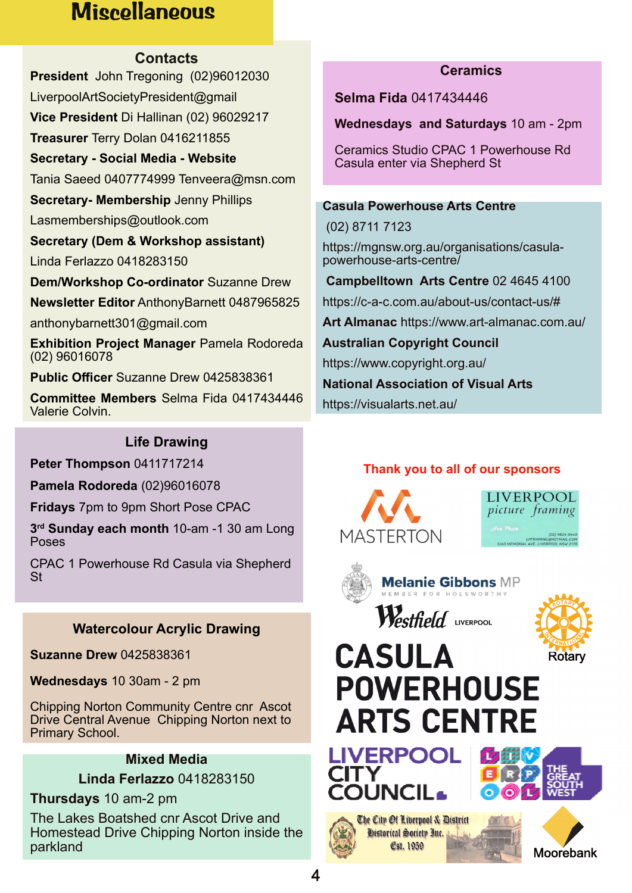# Miscellaneous

## Contacts

**President** John Tregoning (02)96012030

LiverpoolArtSocietyPresident@gmail

**Vice President** Di Hallinan (02) 96029217

**Treasurer** Terry Dolan 0416211855

**Secretary - Social Media - Website**

Tania Saeed 0407774999 Tenveera@msn.com

**Secretary- Membership** Jenny Phillips

Lasmemberships@outlook.com

**Secretary (Dem & Workshop assistant)**

Linda Ferlazzo 0418283150

**Dem/Workshop Co-ordinator** Suzanne Drew

**Newsletter Editor** AnthonyBarnett 0487965825

anthonybarnett301@gmail.com

**Exhibition Project Manager** Pamela Rodoreda (02) 96016078

**Public Officer** Suzanne Drew 0425838361

**Committee Members** Selma Fida 0417434446 Valerie Colvin.

## Life Drawing

**Peter Thompson** 0411717214

**Pamela Rodoreda** (02)96016078

**Fridays** 7pm to 9pm Short Pose CPAC

**3rd Sunday each month** 10-am -1 30 am Long Poses

CPAC 1 Powerhouse Rd Casula via Shepherd St

## Watercolour Acrylic Drawing

**Suzanne Drew** 0425838361

**Wednesdays** 10 30am - 2 pm

Chipping Norton Community Centre cnr Ascot Drive Central Avenue Chipping Norton next to Primary School.

## Mixed Media

**Linda Ferlazzo** 0418283150

**Thursdays** 10 am-2 pm

The Lakes Boatshed cnr Ascot Drive and Homestead Drive Chipping Norton inside the parkland

## Ceramics

**Selma Fida** 0417434446

**Wednesdays and Saturdays** 10 am - 2pm

Ceramics Studio CPAC 1 Powerhouse Rd Casula enter via Shepherd St

**Casula Powerhouse Arts Centre**

(02) 8711 7123

https://mgnsw.org.au/organisations/casula-powerhouse-arts-centre/

**Campbelltown Arts Centre** 02 4645 4100

https://c-a-c.com.au/about-us/contact-us/#

**Art Almanac** https://www.art-almanac.com.au/

**Australian Copyright Council**

https://www.copyright.org.au/

**National Association of Visual Arts**

https://visualarts.net.au/

**Thank you to all of our sponsors**

MASTERTON

LIVERPOOL picture framing

Melanie Gibbons MP
MEMBER FOR HOLSWORTHY

Westfield LIVERPOOL

Rotary

CASULA POWERHOUSE ARTS CENTRE

LIVERPOOL CITY COUNCIL

THE GREAT SOUTH WEST

The City Of Liverpool & District Historical Society Inc. Est. 1959

Moorebank